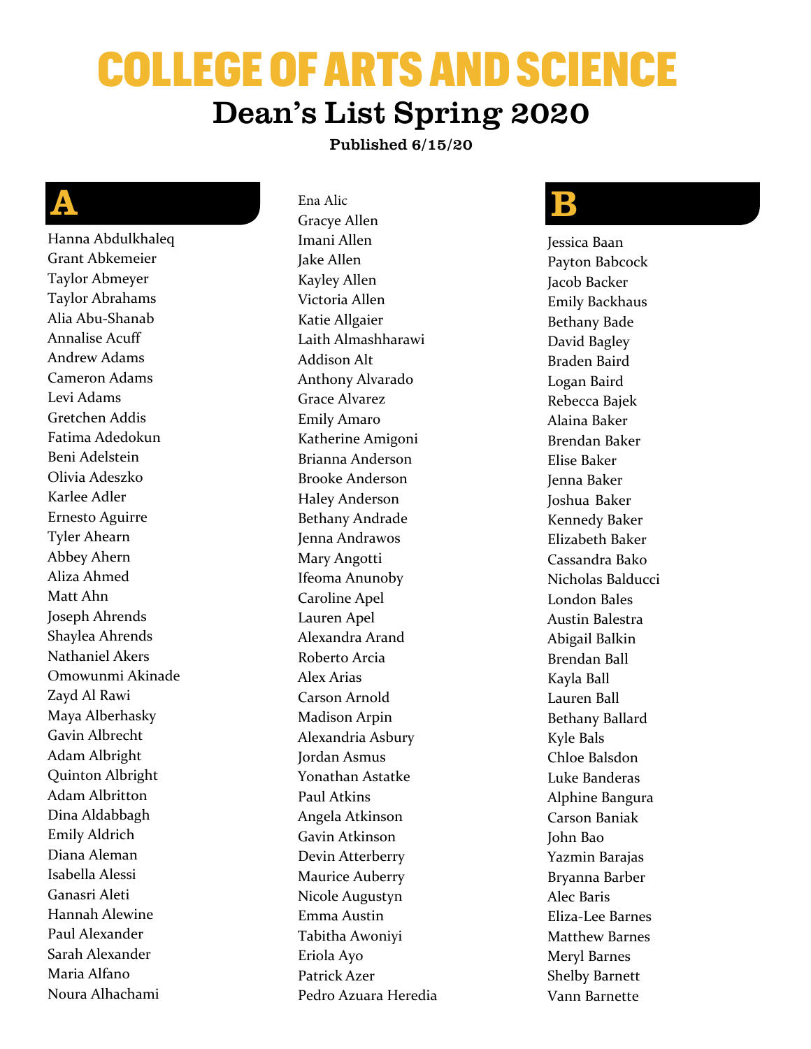# COLLEGE OF ARTS AND SCIENCE

## Dean's List Spring 2020

**Published 6/15/20**

## A

Hanna Abdulkhaleq
Grant Abkemeier
Taylor Abmeyer
Taylor Abrahams
Alia Abu-Shanab
Annalise Acuff
Andrew Adams
Cameron Adams
Levi Adams
Gretchen Addis
Fatima Adedokun
Beni Adelstein
Olivia Adeszko
Karlee Adler
Ernesto Aguirre
Tyler Ahearn
Abbey Ahern
Aliza Ahmed
Matt Ahn
Joseph Ahrends
Shaylea Ahrends
Nathaniel Akers
Omowunmi Akinade
Zayd Al Rawi
Maya Alberhasky
Gavin Albrecht
Adam Albright
Quinton Albright
Adam Albritton
Dina Aldabbagh
Emily Aldrich
Diana Aleman
Isabella Alessi
Ganasri Aleti
Hannah Alewine
Paul Alexander
Sarah Alexander
Maria Alfano
Noura Alhachami
Ena Alic
Gracye Allen
Imani Allen
Jake Allen
Kayley Allen
Victoria Allen
Katie Allgaier
Laith Almashharawi
Addison Alt
Anthony Alvarado
Grace Alvarez
Emily Amaro
Katherine Amigoni
Brianna Anderson
Brooke Anderson
Haley Anderson
Bethany Andrade
Jenna Andrawos
Mary Angotti
Ifeoma Anunoby
Caroline Apel
Lauren Apel
Alexandra Arand
Roberto Arcia
Alex Arias
Carson Arnold
Madison Arpin
Alexandria Asbury
Jordan Asmus
Yonathan Astatke
Paul Atkins
Angela Atkinson
Gavin Atkinson
Devin Atterberry
Maurice Auberry
Nicole Augustyn
Emma Austin
Tabitha Awoniyi
Eriola Ayo
Patrick Azer
Pedro Azuara Heredia

## B

Jessica Baan
Payton Babcock
Jacob Backer
Emily Backhaus
Bethany Bade
David Bagley
Braden Baird
Logan Baird
Rebecca Bajek
Alaina Baker
Brendan Baker
Elise Baker
Jenna Baker
Joshua Baker
Kennedy Baker
Elizabeth Baker
Cassandra Bako
Nicholas Balducci
London Bales
Austin Balestra
Abigail Balkin
Brendan Ball
Kayla Ball
Lauren Ball
Bethany Ballard
Kyle Bals
Chloe Balsdon
Luke Banderas
Alphine Bangura
Carson Baniak
John Bao
Yazmin Barajas
Bryanna Barber
Alec Baris
Eliza-Lee Barnes
Matthew Barnes
Meryl Barnes
Shelby Barnett
Vann Barnette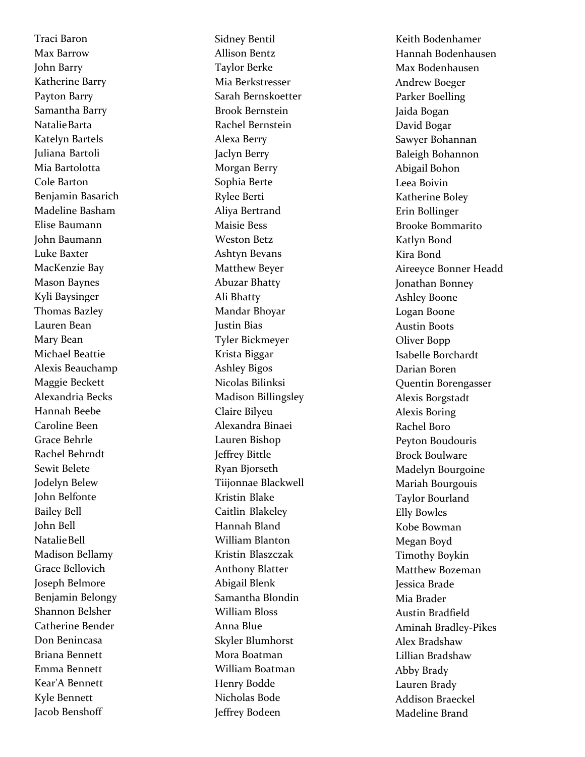Traci Baron
Max Barrow
John Barry
Katherine Barry
Payton Barry
Samantha Barry
Natalie Barta
Katelyn Bartels
Juliana Bartoli
Mia Bartolotta
Cole Barton
Benjamin Basarich
Madeline Basham
Elise Baumann
John Baumann
Luke Baxter
MacKenzie Bay
Mason Baynes
Kyli Baysinger
Thomas Bazley
Lauren Bean
Mary Bean
Michael Beattie
Alexis Beauchamp
Maggie Beckett
Alexandria Becks
Hannah Beebe
Caroline Been
Grace Behrle
Rachel Behrndt
Sewit Belete
Jodelyn Belew
John Belfonte
Bailey Bell
John Bell
Natalie Bell
Madison Bellamy
Grace Bellovich
Joseph Belmore
Benjamin Belongy
Shannon Belsher
Catherine Bender
Don Benincasa
Briana Bennett
Emma Bennett
Kear'A Bennett
Kyle Bennett
Jacob Benshoff
Sidney Bentil
Allison Bentz
Taylor Berke
Mia Berkstresser
Sarah Bernskoetter
Brook Bernstein
Rachel Bernstein
Alexa Berry
Jaclyn Berry
Morgan Berry
Sophia Berte
Rylee Berti
Aliya Bertrand
Maisie Bess
Weston Betz
Ashtyn Bevans
Matthew Beyer
Abuzar Bhatty
Ali Bhatty
Mandar Bhoyar
Justin Bias
Tyler Bickmeyer
Krista Biggar
Ashley Bigos
Nicolas Bilinksi
Madison Billingsley
Claire Bilyeu
Alexandra Binaei
Lauren Bishop
Jeffrey Bittle
Ryan Bjorseth
Tiijonnae Blackwell
Kristin Blake
Caitlin Blakeley
Hannah Bland
William Blanton
Kristin Blaszczak
Anthony Blatter
Abigail Blenk
Samantha Blondin
William Bloss
Anna Blue
Skyler Blumhorst
Mora Boatman
William Boatman
Henry Bodde
Nicholas Bode
Jeffrey Bodeen
Keith Bodenhamer
Hannah Bodenhausen
Max Bodenhausen
Andrew Boeger
Parker Boelling
Jaida Bogan
David Bogar
Sawyer Bohannan
Baleigh Bohannon
Abigail Bohon
Leea Boivin
Katherine Boley
Erin Bollinger
Brooke Bommarito
Katlyn Bond
Kira Bond
Aireeyce Bonner Headd
Jonathan Bonney
Ashley Boone
Logan Boone
Austin Boots
Oliver Bopp
Isabelle Borchardt
Darian Boren
Quentin Borengasser
Alexis Borgstadt
Alexis Boring
Rachel Boro
Peyton Boudouris
Brock Boulware
Madelyn Bourgoine
Mariah Bourgouis
Taylor Bourland
Elly Bowles
Kobe Bowman
Megan Boyd
Timothy Boykin
Matthew Bozeman
Jessica Brade
Mia Brader
Austin Bradfield
Aminah Bradley-Pikes
Alex Bradshaw
Lillian Bradshaw
Abby Brady
Lauren Brady
Addison Braeckel
Madeline Brand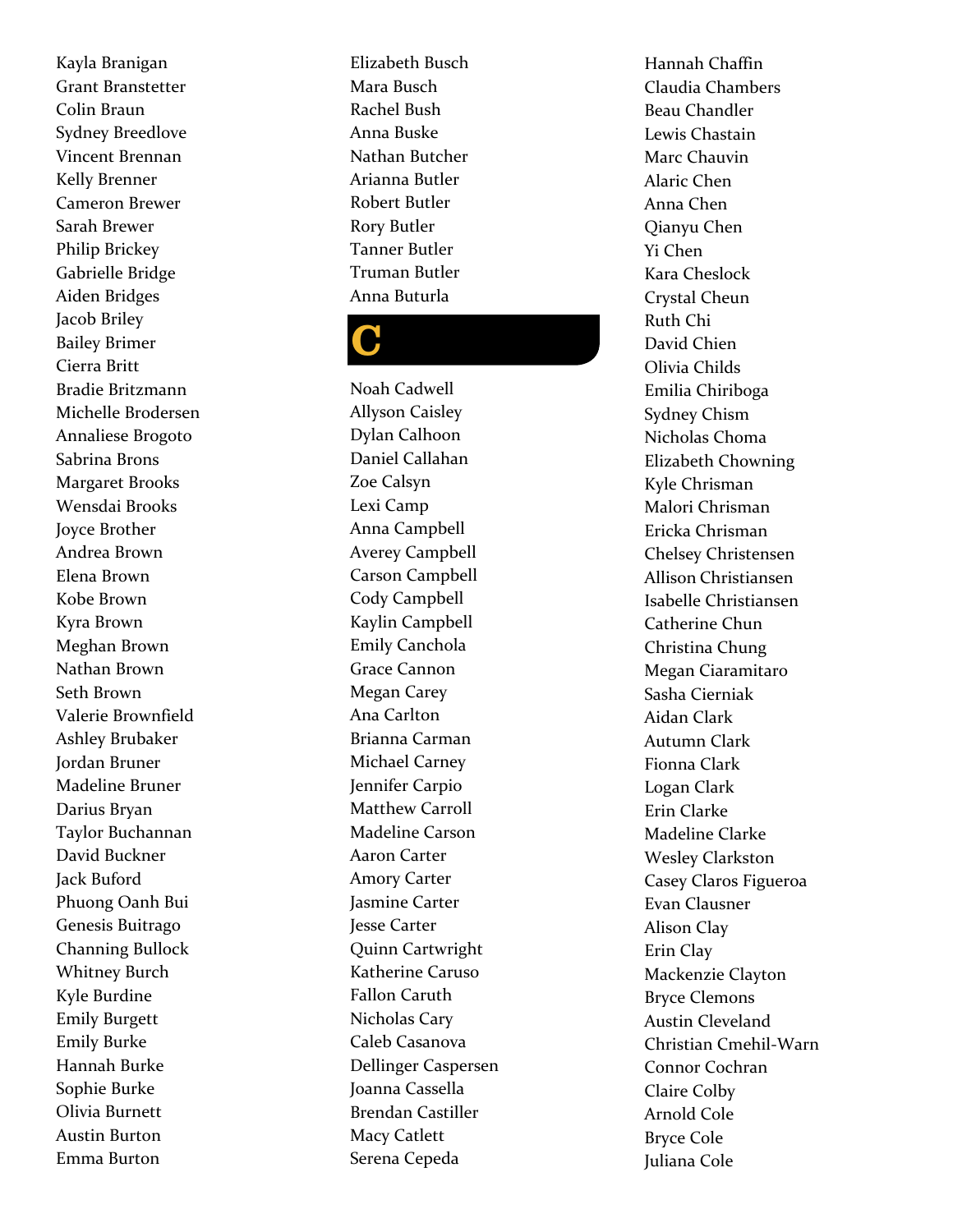Kayla Branigan
Grant Branstetter
Colin Braun
Sydney Breedlove
Vincent Brennan
Kelly Brenner
Cameron Brewer
Sarah Brewer
Philip Brickey
Gabrielle Bridge
Aiden Bridges
Jacob Briley
Bailey Brimer
Cierra Britt
Bradie Britzmann
Michelle Brodersen
Annaliese Brogoto
Sabrina Brons
Margaret Brooks
Wensdai Brooks
Joyce Brother
Andrea Brown
Elena Brown
Kobe Brown
Kyra Brown
Meghan Brown
Nathan Brown
Seth Brown
Valerie Brownfield
Ashley Brubaker
Jordan Bruner
Madeline Bruner
Darius Bryan
Taylor Buchannan
David Buckner
Jack Buford
Phuong Oanh Bui
Genesis Buitrago
Channing Bullock
Whitney Burch
Kyle Burdine
Emily Burgett
Emily Burke
Hannah Burke
Sophie Burke
Olivia Burnett
Austin Burton
Emma Burton
Elizabeth Busch
Mara Busch
Rachel Bush
Anna Buske
Nathan Butcher
Arianna Butler
Robert Butler
Rory Butler
Tanner Butler
Truman Butler
Anna Buturla

# C

Noah Cadwell
Allyson Caisley
Dylan Calhoon
Daniel Callahan
Zoe Calsyn
Lexi Camp
Anna Campbell
Averey Campbell
Carson Campbell
Cody Campbell
Kaylin Campbell
Emily Canchola
Grace Cannon
Megan Carey
Ana Carlton
Brianna Carman
Michael Carney
Jennifer Carpio
Matthew Carroll
Madeline Carson
Aaron Carter
Amory Carter
Jasmine Carter
Jesse Carter
Quinn Cartwright
Katherine Caruso
Fallon Caruth
Nicholas Cary
Caleb Casanova
Dellinger Caspersen
Joanna Cassella
Brendan Castiller
Macy Catlett
Serena Cepeda
Hannah Chaffin
Claudia Chambers
Beau Chandler
Lewis Chastain
Marc Chauvin
Alaric Chen
Anna Chen
Qianyu Chen
Yi Chen
Kara Cheslock
Crystal Cheun
Ruth Chi
David Chien
Olivia Childs
Emilia Chiriboga
Sydney Chism
Nicholas Choma
Elizabeth Chowning
Kyle Chrisman
Malori Chrisman
Ericka Chrisman
Chelsey Christensen
Allison Christiansen
Isabelle Christiansen
Catherine Chun
Christina Chung
Megan Ciaramitaro
Sasha Cierniak
Aidan Clark
Autumn Clark
Fionna Clark
Logan Clark
Erin Clarke
Madeline Clarke
Wesley Clarkston
Casey Claros Figueroa
Evan Clausner
Alison Clay
Erin Clay
Mackenzie Clayton
Bryce Clemons
Austin Cleveland
Christian Cmehil-Warn
Connor Cochran
Claire Colby
Arnold Cole
Bryce Cole
Juliana Cole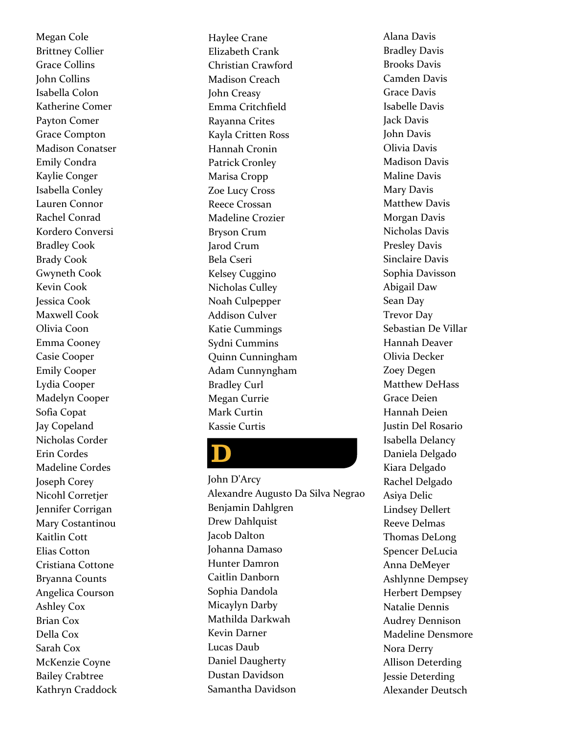Megan Cole
Brittney Collier
Grace Collins
John Collins
Isabella Colon
Katherine Comer
Payton Comer
Grace Compton
Madison Conatser
Emily Condra
Kaylie Conger
Isabella Conley
Lauren Connor
Rachel Conrad
Kordero Conversi
Bradley Cook
Brady Cook
Gwyneth Cook
Kevin Cook
Jessica Cook
Maxwell Cook
Olivia Coon
Emma Cooney
Casie Cooper
Emily Cooper
Lydia Cooper
Madelyn Cooper
Sofia Copat
Jay Copeland
Nicholas Corder
Erin Cordes
Madeline Cordes
Joseph Corey
Nicohl Corretjer
Jennifer Corrigan
Mary Costantinou
Kaitlin Cott
Elias Cotton
Cristiana Cottone
Bryanna Counts
Angelica Courson
Ashley Cox
Brian Cox
Della Cox
Sarah Cox
McKenzie Coyne
Bailey Crabtree
Kathryn Craddock
Haylee Crane
Elizabeth Crank
Christian Crawford
Madison Creach
John Creasy
Emma Critchfield
Rayanna Crites
Kayla Critten Ross
Hannah Cronin
Patrick Cronley
Marisa Cropp
Zoe Lucy Cross
Reece Crossan
Madeline Crozier
Bryson Crum
Jarod Crum
Bela Cseri
Kelsey Cuggino
Nicholas Culley
Noah Culpepper
Addison Culver
Katie Cummings
Sydni Cummins
Quinn Cunningham
Adam Cunnyngham
Bradley Curl
Megan Currie
Mark Curtin
Kassie Curtis

# D

John D'Arcy
Alexandre Augusto Da Silva Negrao
Benjamin Dahlgren
Drew Dahlquist
Jacob Dalton
Johanna Damaso
Hunter Damron
Caitlin Danborn
Sophia Dandola
Micaylyn Darby
Mathilda Darkwah
Kevin Darner
Lucas Daub
Daniel Daugherty
Dustan Davidson
Samantha Davidson
Alana Davis
Bradley Davis
Brooks Davis
Camden Davis
Grace Davis
Isabelle Davis
Jack Davis
John Davis
Olivia Davis
Madison Davis
Maline Davis
Mary Davis
Matthew Davis
Morgan Davis
Nicholas Davis
Presley Davis
Sinclaire Davis
Sophia Davisson
Abigail Daw
Sean Day
Trevor Day
Sebastian De Villar
Hannah Deaver
Olivia Decker
Zoey Degen
Matthew DeHass
Grace Deien
Hannah Deien
Justin Del Rosario
Isabella Delancy
Daniela Delgado
Kiara Delgado
Rachel Delgado
Asiya Delic
Lindsey Dellert
Reeve Delmas
Thomas DeLong
Spencer DeLucia
Anna DeMeyer
Ashlynne Dempsey
Herbert Dempsey
Natalie Dennis
Audrey Dennison
Madeline Densmore
Nora Derry
Allison Deterding
Jessie Deterding
Alexander Deutsch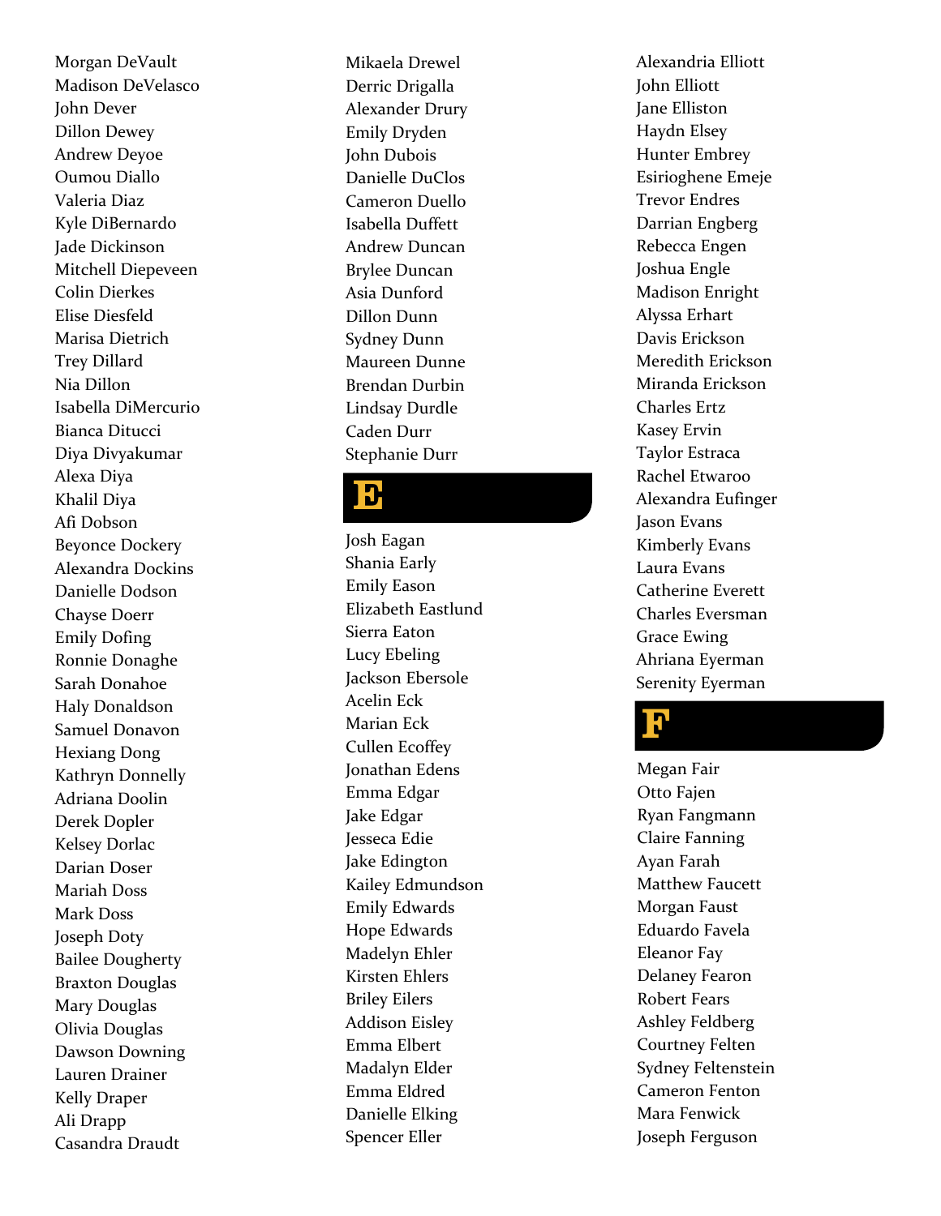Morgan DeVault
Madison DeVelasco
John Dever
Dillon Dewey
Andrew Deyoe
Oumou Diallo
Valeria Diaz
Kyle DiBernardo
Jade Dickinson
Mitchell Diepeveen
Colin Dierkes
Elise Diesfeld
Marisa Dietrich
Trey Dillard
Nia Dillon
Isabella DiMercurio
Bianca Ditucci
Diya Divyakumar
Alexa Diya
Khalil Diya
Afi Dobson
Beyonce Dockery
Alexandra Dockins
Danielle Dodson
Chayse Doerr
Emily Dofing
Ronnie Donaghe
Sarah Donahoe
Haly Donaldson
Samuel Donavon
Hexiang Dong
Kathryn Donnelly
Adriana Doolin
Derek Dopler
Kelsey Dorlac
Darian Doser
Mariah Doss
Mark Doss
Joseph Doty
Bailee Dougherty
Braxton Douglas
Mary Douglas
Olivia Douglas
Dawson Downing
Lauren Drainer
Kelly Draper
Ali Drapp
Casandra Draudt
Mikaela Drewel
Derric Drigalla
Alexander Drury
Emily Dryden
John Dubois
Danielle DuClos
Cameron Duello
Isabella Duffett
Andrew Duncan
Brylee Duncan
Asia Dunford
Dillon Dunn
Sydney Dunn
Maureen Dunne
Brendan Durbin
Lindsay Durdle
Caden Durr
Stephanie Durr

## E

Josh Eagan
Shania Early
Emily Eason
Elizabeth Eastlund
Sierra Eaton
Lucy Ebeling
Jackson Ebersole
Acelin Eck
Marian Eck
Cullen Ecoffey
Jonathan Edens
Emma Edgar
Jake Edgar
Jesseca Edie
Jake Edington
Kailey Edmundson
Emily Edwards
Hope Edwards
Madelyn Ehler
Kirsten Ehlers
Briley Eilers
Addison Eisley
Emma Elbert
Madalyn Elder
Emma Eldred
Danielle Elking
Spencer Eller
Alexandria Elliott
John Elliott
Jane Elliston
Haydn Elsey
Hunter Embrey
Esirioghene Emeje
Trevor Endres
Darrian Engberg
Rebecca Engen
Joshua Engle
Madison Enright
Alyssa Erhart
Davis Erickson
Meredith Erickson
Miranda Erickson
Charles Ertz
Kasey Ervin
Taylor Estraca
Rachel Etwaroo
Alexandra Eufinger
Jason Evans
Kimberly Evans
Laura Evans
Catherine Everett
Charles Eversman
Grace Ewing
Ahriana Eyerman
Serenity Eyerman

## F

Megan Fair
Otto Fajen
Ryan Fangmann
Claire Fanning
Ayan Farah
Matthew Faucett
Morgan Faust
Eduardo Favela
Eleanor Fay
Delaney Fearon
Robert Fears
Ashley Feldberg
Courtney Felten
Sydney Feltenstein
Cameron Fenton
Mara Fenwick
Joseph Ferguson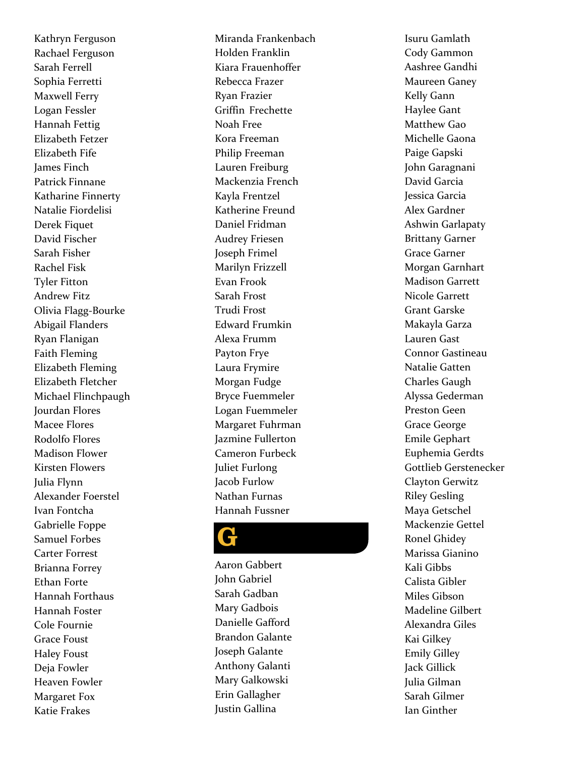Kathryn Ferguson
Rachael Ferguson
Sarah Ferrell
Sophia Ferretti
Maxwell Ferry
Logan Fessler
Hannah Fettig
Elizabeth Fetzer
Elizabeth Fife
James Finch
Patrick Finnane
Katharine Finnerty
Natalie Fiordelisi
Derek Fiquet
David Fischer
Sarah Fisher
Rachel Fisk
Tyler Fitton
Andrew Fitz
Olivia Flagg-Bourke
Abigail Flanders
Ryan Flanigan
Faith Fleming
Elizabeth Fleming
Elizabeth Fletcher
Michael Flinchpaugh
Jourdan Flores
Macee Flores
Rodolfo Flores
Madison Flower
Kirsten Flowers
Julia Flynn
Alexander Foerstel
Ivan Fontcha
Gabrielle Foppe
Samuel Forbes
Carter Forrest
Brianna Forrey
Ethan Forte
Hannah Forthaus
Hannah Foster
Cole Fournie
Grace Foust
Haley Foust
Deja Fowler
Heaven Fowler
Margaret Fox
Katie Frakes
Miranda Frankenbach
Holden Franklin
Kiara Frauenhoffer
Rebecca Frazer
Ryan Frazier
Griffin Frechette
Noah Free
Kora Freeman
Philip Freeman
Lauren Freiburg
Mackenzia French
Kayla Frentzel
Katherine Freund
Daniel Fridman
Audrey Friesen
Joseph Frimel
Marilyn Frizzell
Evan Frook
Sarah Frost
Trudi Frost
Edward Frumkin
Alexa Frumm
Payton Frye
Laura Frymire
Morgan Fudge
Bryce Fuemmeler
Logan Fuemmeler
Margaret Fuhrman
Jazmine Fullerton
Cameron Furbeck
Juliet Furlong
Jacob Furlow
Nathan Furnas
Hannah Fussner

# G

Aaron Gabbert
John Gabriel
Sarah Gadban
Mary Gadbois
Danielle Gafford
Brandon Galante
Joseph Galante
Anthony Galanti
Mary Galkowski
Erin Gallagher
Justin Gallina
Isuru Gamlath
Cody Gammon
Aashree Gandhi
Maureen Ganey
Kelly Gann
Haylee Gant
Matthew Gao
Michelle Gaona
Paige Gapski
John Garagnani
David Garcia
Jessica Garcia
Alex Gardner
Ashwin Garlapaty
Brittany Garner
Grace Garner
Morgan Garnhart
Madison Garrett
Nicole Garrett
Grant Garske
Makayla Garza
Lauren Gast
Connor Gastineau
Natalie Gatten
Charles Gaugh
Alyssa Gederman
Preston Geen
Grace George
Emile Gephart
Euphemia Gerdts
Gottlieb Gerstenecker
Clayton Gerwitz
Riley Gesling
Maya Getschel
Mackenzie Gettel
Ronel Ghidey
Marissa Gianino
Kali Gibbs
Calista Gibler
Miles Gibson
Madeline Gilbert
Alexandra Giles
Kai Gilkey
Emily Gilley
Jack Gillick
Julia Gilman
Sarah Gilmer
Ian Ginther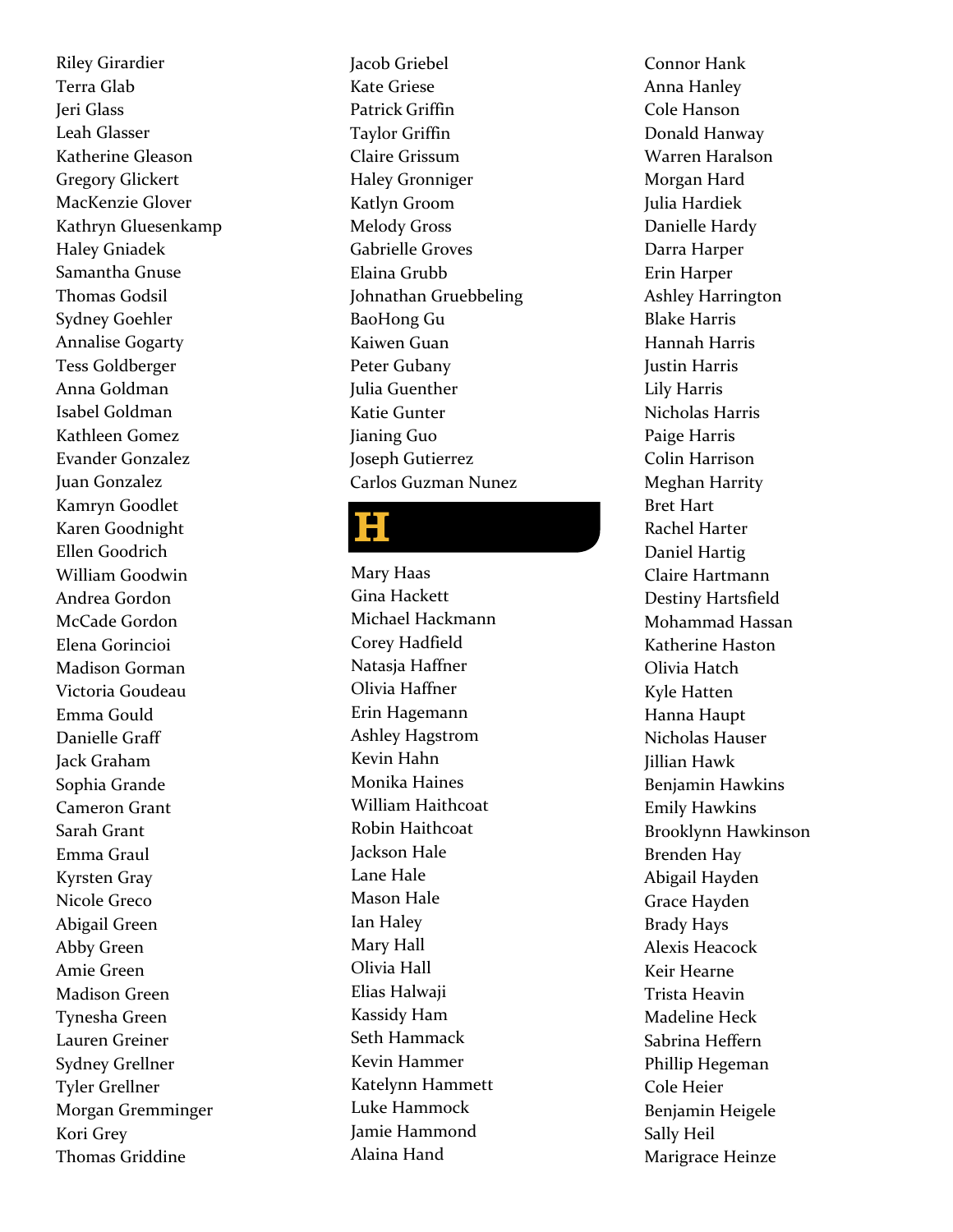Riley Girardier
Terra Glab
Jeri Glass
Leah Glasser
Katherine Gleason
Gregory Glickert
MacKenzie Glover
Kathryn Gluesenkamp
Haley Gniadek
Samantha Gnuse
Thomas Godsil
Sydney Goehler
Annalise Gogarty
Tess Goldberger
Anna Goldman
Isabel Goldman
Kathleen Gomez
Evander Gonzalez
Juan Gonzalez
Kamryn Goodlet
Karen Goodnight
Ellen Goodrich
William Goodwin
Andrea Gordon
McCade Gordon
Elena Gorincioi
Madison Gorman
Victoria Goudeau
Emma Gould
Danielle Graff
Jack Graham
Sophia Grande
Cameron Grant
Sarah Grant
Emma Graul
Kyrsten Gray
Nicole Greco
Abigail Green
Abby Green
Amie Green
Madison Green
Tynesha Green
Lauren Greiner
Sydney Grellner
Tyler Grellner
Morgan Gremminger
Kori Grey
Thomas Griddine
Jacob Griebel
Kate Griese
Patrick Griffin
Taylor Griffin
Claire Grissum
Haley Gronniger
Katlyn Groom
Melody Gross
Gabrielle Groves
Elaina Grubb
Johnathan Gruebbeling
BaoHong Gu
Kaiwen Guan
Peter Gubany
Julia Guenther
Katie Gunter
Jianing Guo
Joseph Gutierrez
Carlos Guzman Nunez

# H

Mary Haas
Gina Hackett
Michael Hackmann
Corey Hadfield
Natasja Haffner
Olivia Haffner
Erin Hagemann
Ashley Hagstrom
Kevin Hahn
Monika Haines
William Haithcoat
Robin Haithcoat
Jackson Hale
Lane Hale
Mason Hale
Ian Haley
Mary Hall
Olivia Hall
Elias Halwaji
Kassidy Ham
Seth Hammack
Kevin Hammer
Katelynn Hammett
Luke Hammock
Jamie Hammond
Alaina Hand
Connor Hank
Anna Hanley
Cole Hanson
Donald Hanway
Warren Haralson
Morgan Hard
Julia Hardiek
Danielle Hardy
Darra Harper
Erin Harper
Ashley Harrington
Blake Harris
Hannah Harris
Justin Harris
Lily Harris
Nicholas Harris
Paige Harris
Colin Harrison
Meghan Harrity
Bret Hart
Rachel Harter
Daniel Hartig
Claire Hartmann
Destiny Hartsfield
Mohammad Hassan
Katherine Haston
Olivia Hatch
Kyle Hatten
Hanna Haupt
Nicholas Hauser
Jillian Hawk
Benjamin Hawkins
Emily Hawkins
Brooklynn Hawkinson
Brenden Hay
Abigail Hayden
Grace Hayden
Brady Hays
Alexis Heacock
Keir Hearne
Trista Heavin
Madeline Heck
Sabrina Heffern
Phillip Hegeman
Cole Heier
Benjamin Heigele
Sally Heil
Marigrace Heinze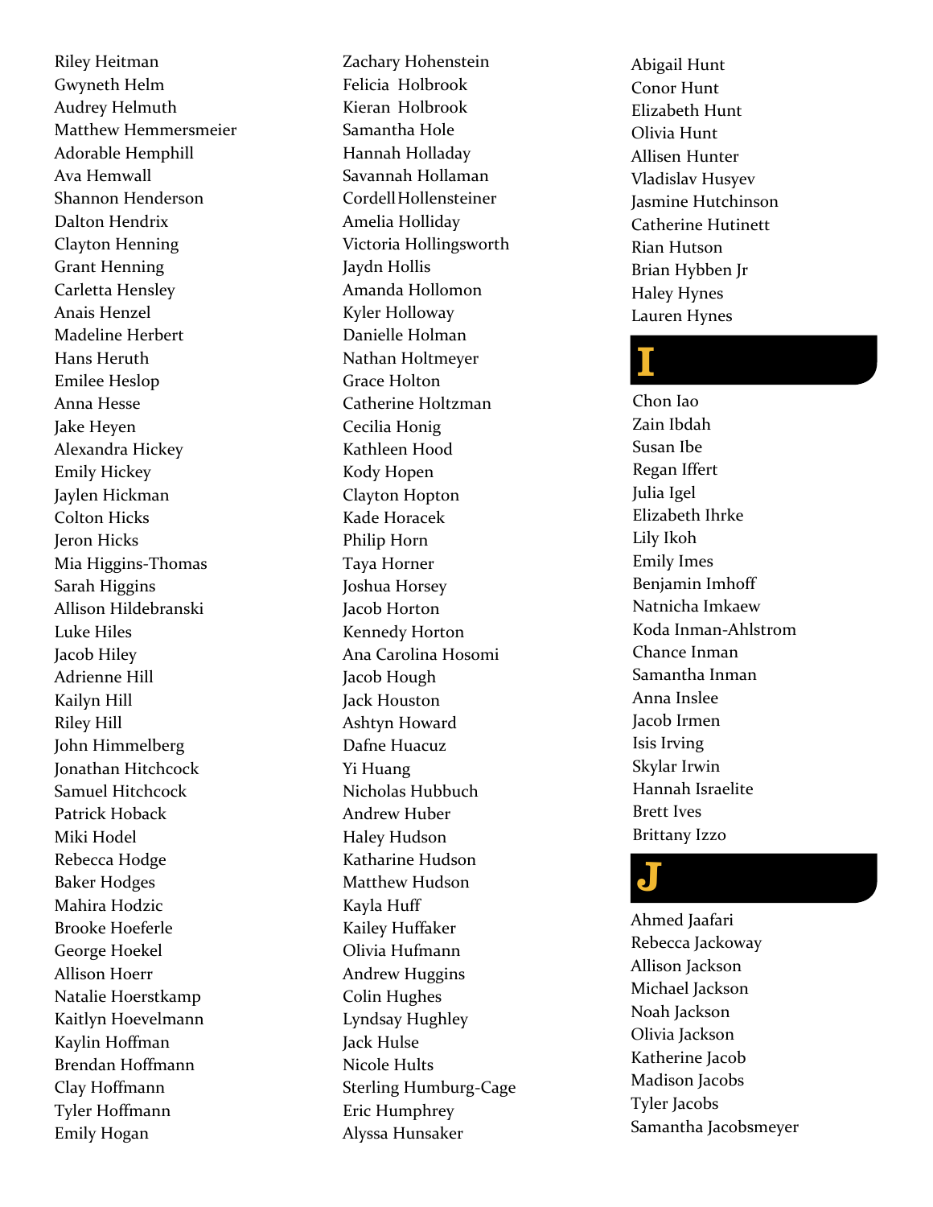Riley Heitman
Gwyneth Helm
Audrey Helmuth
Matthew Hemmersmeier
Adorable Hemphill
Ava Hemwall
Shannon Henderson
Dalton Hendrix
Clayton Henning
Grant Henning
Carletta Hensley
Anais Henzel
Madeline Herbert
Hans Heruth
Emilee Heslop
Anna Hesse
Jake Heyen
Alexandra Hickey
Emily Hickey
Jaylen Hickman
Colton Hicks
Jeron Hicks
Mia Higgins-Thomas
Sarah Higgins
Allison Hildebranski
Luke Hiles
Jacob Hiley
Adrienne Hill
Kailyn Hill
Riley Hill
John Himmelberg
Jonathan Hitchcock
Samuel Hitchcock
Patrick Hoback
Miki Hodel
Rebecca Hodge
Baker Hodges
Mahira Hodzic
Brooke Hoeferle
George Hoekel
Allison Hoerr
Natalie Hoerstkamp
Kaitlyn Hoevelmann
Kaylin Hoffman
Brendan Hoffmann
Clay Hoffmann
Tyler Hoffmann
Emily Hogan

Zachary Hohenstein
Felicia Holbrook
Kieran Holbrook
Samantha Hole
Hannah Holladay
Savannah Hollaman
Cordell Hollensteiner
Amelia Holliday
Victoria Hollingsworth
Jaydn Hollis
Amanda Hollomon
Kyler Holloway
Danielle Holman
Nathan Holtmeyer
Grace Holton
Catherine Holtzman
Cecilia Honig
Kathleen Hood
Kody Hopen
Clayton Hopton
Kade Horacek
Philip Horn
Taya Horner
Joshua Horsey
Jacob Horton
Kennedy Horton
Ana Carolina Hosomi
Jacob Hough
Jack Houston
Ashtyn Howard
Dafne Huacuz
Yi Huang
Nicholas Hubbuch
Andrew Huber
Haley Hudson
Katharine Hudson
Matthew Hudson
Kayla Huff
Kailey Huffaker
Olivia Hufmann
Andrew Huggins
Colin Hughes
Lyndsay Hughley
Jack Hulse
Nicole Hults
Sterling Humburg-Cage
Eric Humphrey
Alyssa Hunsaker

Abigail Hunt
Conor Hunt
Elizabeth Hunt
Olivia Hunt
Allisen Hunter
Vladislav Husyev
Jasmine Hutchinson
Catherine Hutinett
Rian Hutson
Brian Hybben Jr
Haley Hynes
Lauren Hynes

# I

Chon Iao
Zain Ibdah
Susan Ibe
Regan Iffert
Julia Igel
Elizabeth Ihrke
Lily Ikoh
Emily Imes
Benjamin Imhoff
Natnicha Imkaew
Koda Inman-Ahlstrom
Chance Inman
Samantha Inman
Anna Inslee
Jacob Irmen
Isis Irving
Skylar Irwin
Hannah Israelite
Brett Ives
Brittany Izzo

# J

Ahmed Jaafari
Rebecca Jackoway
Allison Jackson
Michael Jackson
Noah Jackson
Olivia Jackson
Katherine Jacob
Madison Jacobs
Tyler Jacobs
Samantha Jacobsmeyer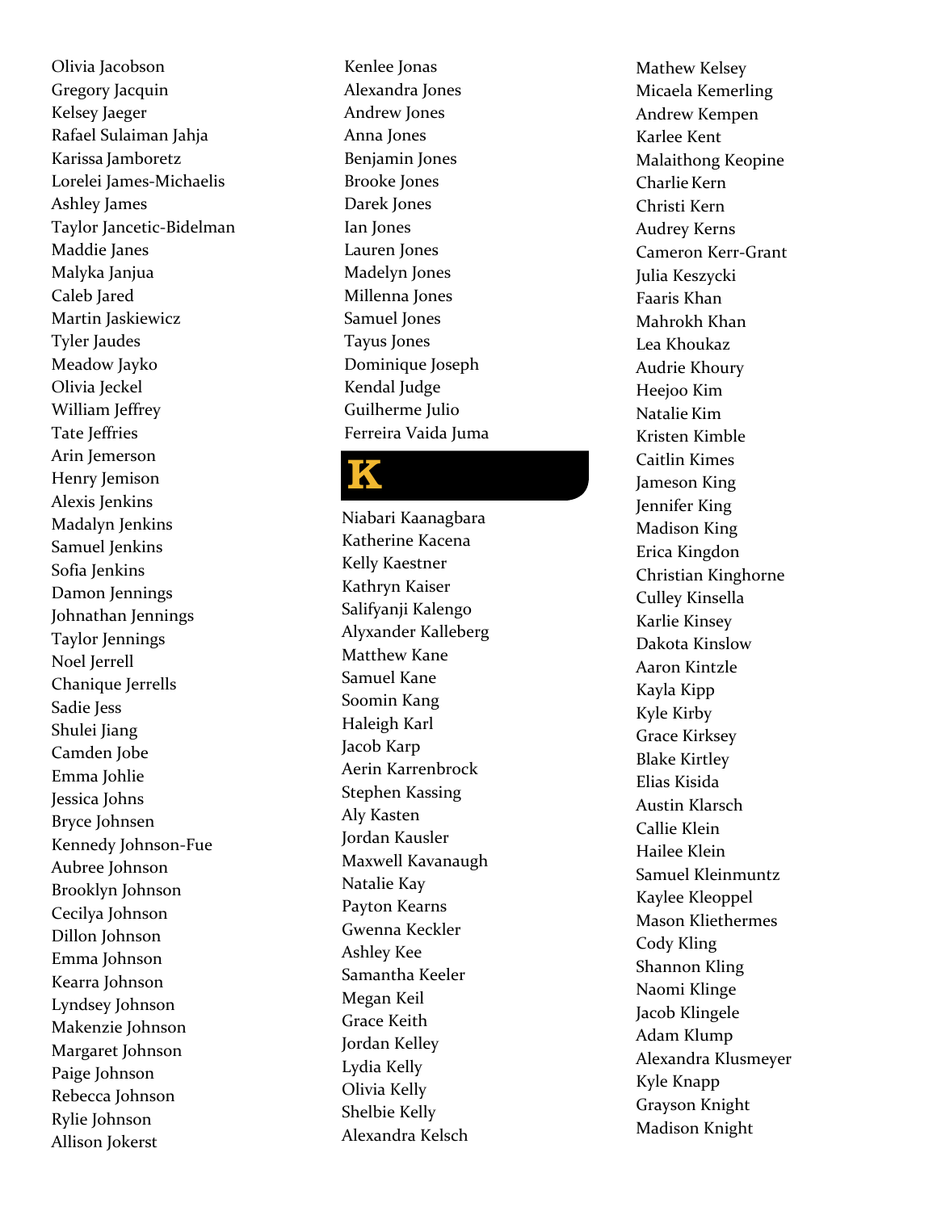Olivia Jacobson
Gregory Jacquin
Kelsey Jaeger
Rafael Sulaiman Jahja
Karissa Jamboretz
Lorelei James-Michaelis
Ashley James
Taylor Jancetic-Bidelman
Maddie Janes
Malyka Janjua
Caleb Jared
Martin Jaskiewicz
Tyler Jaudes
Meadow Jayko
Olivia Jeckel
William Jeffrey
Tate Jeffries
Arin Jemerson
Henry Jemison
Alexis Jenkins
Madalyn Jenkins
Samuel Jenkins
Sofia Jenkins
Damon Jennings
Johnathan Jennings
Taylor Jennings
Noel Jerrell
Chanique Jerrells
Sadie Jess
Shulei Jiang
Camden Jobe
Emma Johlie
Jessica Johns
Bryce Johnsen
Kennedy Johnson-Fue
Aubree Johnson
Brooklyn Johnson
Cecilya Johnson
Dillon Johnson
Emma Johnson
Kearra Johnson
Lyndsey Johnson
Makenzie Johnson
Margaret Johnson
Paige Johnson
Rebecca Johnson
Rylie Johnson
Allison Jokerst
Kenlee Jonas
Alexandra Jones
Andrew Jones
Anna Jones
Benjamin Jones
Brooke Jones
Darek Jones
Ian Jones
Lauren Jones
Madelyn Jones
Millenna Jones
Samuel Jones
Tayus Jones
Dominique Joseph
Kendal Judge
Guilherme Julio
Ferreira Vaida Juma

# K

Niabari Kaanagbara
Katherine Kacena
Kelly Kaestner
Kathryn Kaiser
Salifyanji Kalengo
Alyxander Kalleberg
Matthew Kane
Samuel Kane
Soomin Kang
Haleigh Karl
Jacob Karp
Aerin Karrenbrock
Stephen Kassing
Aly Kasten
Jordan Kausler
Maxwell Kavanaugh
Natalie Kay
Payton Kearns
Gwenna Keckler
Ashley Kee
Samantha Keeler
Megan Keil
Grace Keith
Jordan Kelley
Lydia Kelly
Olivia Kelly
Shelbie Kelly
Alexandra Kelsch
Mathew Kelsey
Micaela Kemerling
Andrew Kempen
Karlee Kent
Malaithong Keopine
Charlie Kern
Christi Kern
Audrey Kerns
Cameron Kerr-Grant
Julia Keszycki
Faaris Khan
Mahrokh Khan
Lea Khoukaz
Audrie Khoury
Heejoo Kim
Natalie Kim
Kristen Kimble
Caitlin Kimes
Jameson King
Jennifer King
Madison King
Erica Kingdon
Christian Kinghorne
Culley Kinsella
Karlie Kinsey
Dakota Kinslow
Aaron Kintzle
Kayla Kipp
Kyle Kirby
Grace Kirksey
Blake Kirtley
Elias Kisida
Austin Klarsch
Callie Klein
Hailee Klein
Samuel Kleinmuntz
Kaylee Kleoppel
Mason Kliethermes
Cody Kling
Shannon Kling
Naomi Klinge
Jacob Klingele
Adam Klump
Alexandra Klusmeyer
Kyle Knapp
Grayson Knight
Madison Knight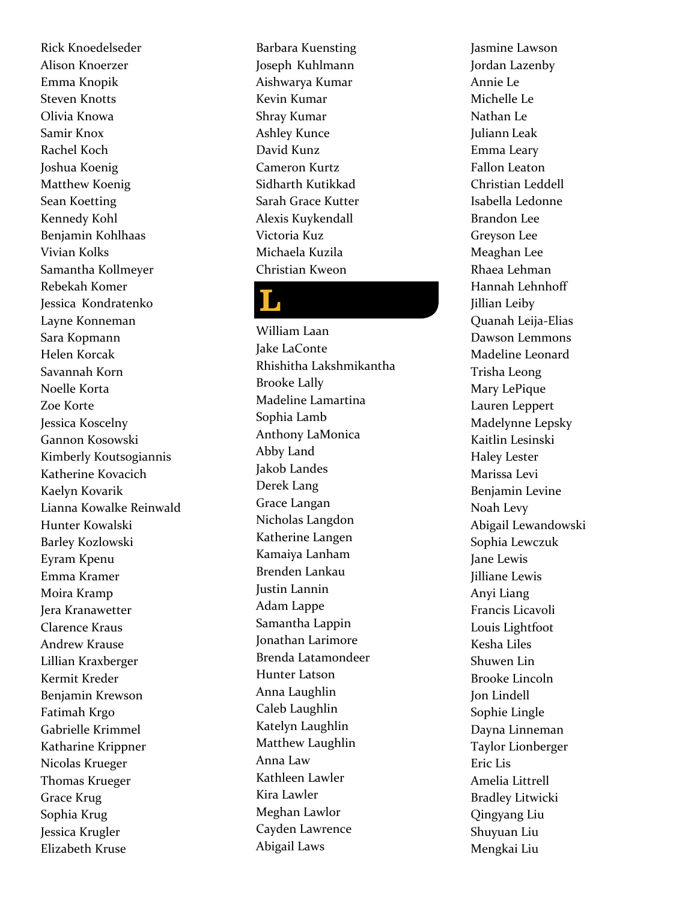Rick Knoedelseder
Alison Knoerzer
Emma Knopik
Steven Knotts
Olivia Knowa
Samir Knox
Rachel Koch
Joshua Koenig
Matthew Koenig
Sean Koetting
Kennedy Kohl
Benjamin Kohlhaas
Vivian Kolks
Samantha Kollmeyer
Rebekah Komer
Jessica Kondratenko
Layne Konneman
Sara Kopmann
Helen Korcak
Savannah Korn
Noelle Korta
Zoe Korte
Jessica Koscelny
Gannon Kosowski
Kimberly Koutsogiannis
Katherine Kovacich
Kaelyn Kovarik
Lianna Kowalke Reinwald
Hunter Kowalski
Barley Kozlowski
Eyram Kpenu
Emma Kramer
Moira Kramp
Jera Kranawetter
Clarence Kraus
Andrew Krause
Lillian Kraxberger
Kermit Kreder
Benjamin Krewson
Fatimah Krgo
Gabrielle Krimmel
Katharine Krippner
Nicolas Krueger
Thomas Krueger
Grace Krug
Sophia Krug
Jessica Krugler
Elizabeth Kruse
Barbara Kuensting
Joseph Kuhlmann
Aishwarya Kumar
Kevin Kumar
Shray Kumar
Ashley Kunce
David Kunz
Cameron Kurtz
Sidharth Kutikkad
Sarah Grace Kutter
Alexis Kuykendall
Victoria Kuz
Michaela Kuzila
Christian Kweon

# L

William Laan
Jake LaConte
Rhishitha Lakshmikantha
Brooke Lally
Madeline Lamartina
Sophia Lamb
Anthony LaMonica
Abby Land
Jakob Landes
Derek Lang
Grace Langan
Nicholas Langdon
Katherine Langen
Kamaiya Lanham
Brenden Lankau
Justin Lannin
Adam Lappe
Samantha Lappin
Jonathan Larimore
Brenda Latamondeer
Hunter Latson
Anna Laughlin
Caleb Laughlin
Katelyn Laughlin
Matthew Laughlin
Anna Law
Kathleen Lawler
Kira Lawler
Meghan Lawlor
Cayden Lawrence
Abigail Laws
Jasmine Lawson
Jordan Lazenby
Annie Le
Michelle Le
Nathan Le
Juliann Leak
Emma Leary
Fallon Leaton
Christian Leddell
Isabella Ledonne
Brandon Lee
Greyson Lee
Meaghan Lee
Rhaea Lehman
Hannah Lehnhoff
Jillian Leiby
Quanah Leija-Elias
Dawson Lemmons
Madeline Leonard
Trisha Leong
Mary LePique
Lauren Leppert
Madelynne Lepsky
Kaitlin Lesinski
Haley Lester
Marissa Levi
Benjamin Levine
Noah Levy
Abigail Lewandowski
Sophia Lewczuk
Jane Lewis
Jilliane Lewis
Anyi Liang
Francis Licavoli
Louis Lightfoot
Kesha Liles
Shuwen Lin
Brooke Lincoln
Jon Lindell
Sophie Lingle
Dayna Linneman
Taylor Lionberger
Eric Lis
Amelia Littrell
Bradley Litwicki
Qingyang Liu
Shuyuan Liu
Mengkai Liu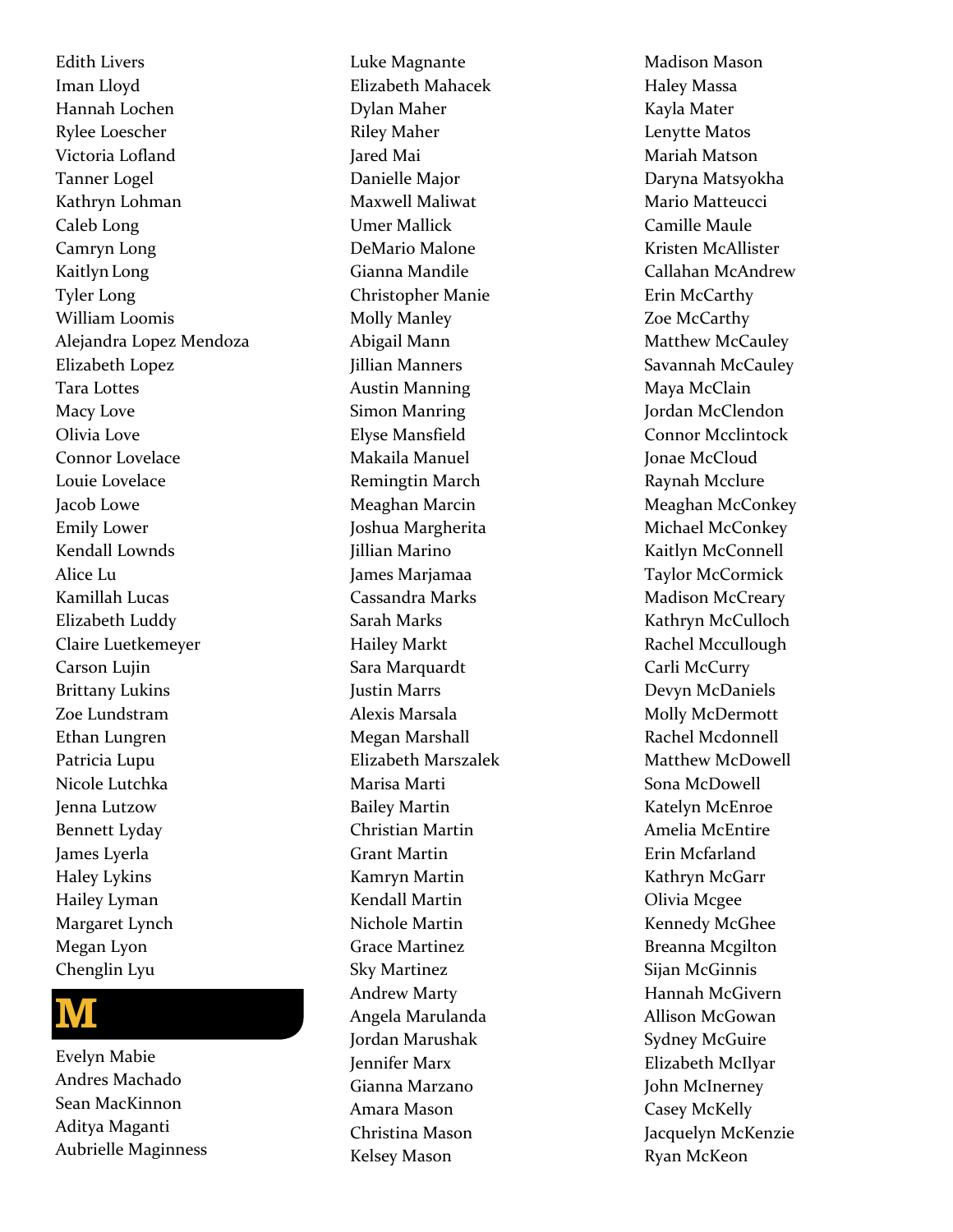Edith Livers
Iman Lloyd
Hannah Lochen
Rylee Loescher
Victoria Lofland
Tanner Logel
Kathryn Lohman
Caleb Long
Camryn Long
Kaitlyn Long
Tyler Long
William Loomis
Alejandra Lopez Mendoza
Elizabeth Lopez
Tara Lottes
Macy Love
Olivia Love
Connor Lovelace
Louie Lovelace
Jacob Lowe
Emily Lower
Kendall Lownds
Alice Lu
Kamillah Lucas
Elizabeth Luddy
Claire Luetkemeyer
Carson Lujin
Brittany Lukins
Zoe Lundstram
Ethan Lungren
Patricia Lupu
Nicole Lutchka
Jenna Lutzow
Bennett Lyday
James Lyerla
Haley Lykins
Hailey Lyman
Margaret Lynch
Megan Lyon
Chenglin Lyu

# M

Evelyn Mabie
Andres Machado
Sean MacKinnon
Aditya Maganti
Aubrielle Maginness
Luke Magnante
Elizabeth Mahacek
Dylan Maher
Riley Maher
Jared Mai
Danielle Major
Maxwell Maliwat
Umer Mallick
DeMario Malone
Gianna Mandile
Christopher Manie
Molly Manley
Abigail Mann
Jillian Manners
Austin Manning
Simon Manring
Elyse Mansfield
Makaila Manuel
Remingtin March
Meaghan Marcin
Joshua Margherita
Jillian Marino
James Marjamaa
Cassandra Marks
Sarah Marks
Hailey Markt
Sara Marquardt
Justin Marrs
Alexis Marsala
Megan Marshall
Elizabeth Marszalek
Marisa Marti
Bailey Martin
Christian Martin
Grant Martin
Kamryn Martin
Kendall Martin
Nichole Martin
Grace Martinez
Sky Martinez
Andrew Marty
Angela Marulanda
Jordan Marushak
Jennifer Marx
Gianna Marzano
Amara Mason
Christina Mason
Kelsey Mason
Madison Mason
Haley Massa
Kayla Mater
Lenytte Matos
Mariah Matson
Daryna Matsyokha
Mario Matteucci
Camille Maule
Kristen McAllister
Callahan McAndrew
Erin McCarthy
Zoe McCarthy
Matthew McCauley
Savannah McCauley
Maya McClain
Jordan McClendon
Connor Mcclintock
Jonae McCloud
Raynah Mcclure
Meaghan McConkey
Michael McConkey
Kaitlyn McConnell
Taylor McCormick
Madison McCreary
Kathryn McCulloch
Rachel Mccullough
Carli McCurry
Devyn McDaniels
Molly McDermott
Rachel Mcdonnell
Matthew McDowell
Sona McDowell
Katelyn McEnroe
Amelia McEntire
Erin Mcfarland
Kathryn McGarr
Olivia Mcgee
Kennedy McGhee
Breanna Mcgilton
Sijan McGinnis
Hannah McGivern
Allison McGowan
Sydney McGuire
Elizabeth McIlyar
John McInerney
Casey McKelly
Jacquelyn McKenzie
Ryan McKeon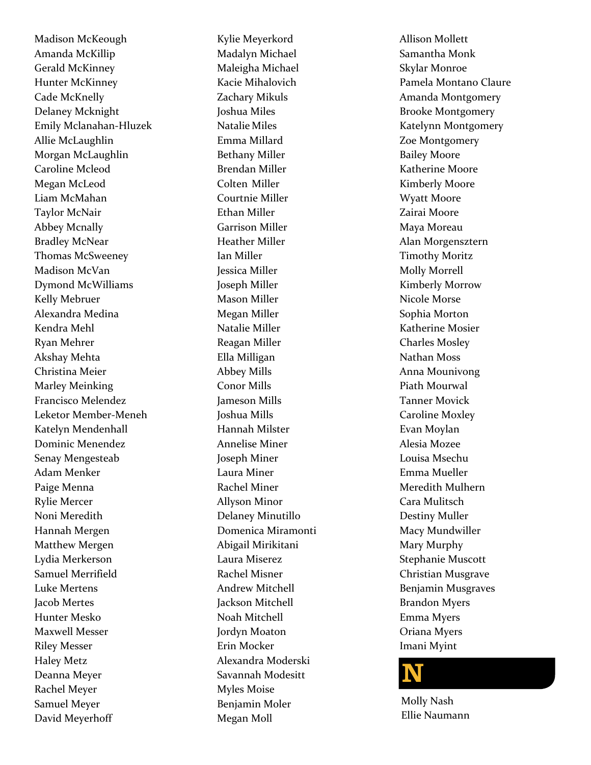Madison McKeough
Amanda McKillip
Gerald McKinney
Hunter McKinney
Cade McKnelly
Delaney Mcknight
Emily Mclanahan-Hluzek
Allie McLaughlin
Morgan McLaughlin
Caroline Mcleod
Megan McLeod
Liam McMahan
Taylor McNair
Abbey Mcnally
Bradley McNear
Thomas McSweeney
Madison McVan
Dymond McWilliams
Kelly Mebruer
Alexandra Medina
Kendra Mehl
Ryan Mehrer
Akshay Mehta
Christina Meier
Marley Meinking
Francisco Melendez
Leketor Member-Meneh
Katelyn Mendenhall
Dominic Menendez
Senay Mengesteab
Adam Menker
Paige Menna
Rylie Mercer
Noni Meredith
Hannah Mergen
Matthew Mergen
Lydia Merkerson
Samuel Merrifield
Luke Mertens
Jacob Mertes
Hunter Mesko
Maxwell Messer
Riley Messer
Haley Metz
Deanna Meyer
Rachel Meyer
Samuel Meyer
David Meyerhoff
Kylie Meyerkord
Madalyn Michael
Maleigha Michael
Kacie Mihalovich
Zachary Mikuls
Joshua Miles
Natalie Miles
Emma Millard
Bethany Miller
Brendan Miller
Colten Miller
Courtnie Miller
Ethan Miller
Garrison Miller
Heather Miller
Ian Miller
Jessica Miller
Joseph Miller
Mason Miller
Megan Miller
Natalie Miller
Reagan Miller
Ella Milligan
Abbey Mills
Conor Mills
Jameson Mills
Joshua Mills
Hannah Milster
Annelise Miner
Joseph Miner
Laura Miner
Rachel Miner
Allyson Minor
Delaney Minutillo
Domenica Miramonti
Abigail Mirikitani
Laura Miserez
Rachel Misner
Andrew Mitchell
Jackson Mitchell
Noah Mitchell
Jordyn Moaton
Erin Mocker
Alexandra Moderski
Savannah Modesitt
Myles Moise
Benjamin Moler
Megan Moll
Allison Mollett
Samantha Monk
Skylar Monroe
Pamela Montano Claure
Amanda Montgomery
Brooke Montgomery
Katelynn Montgomery
Zoe Montgomery
Bailey Moore
Katherine Moore
Kimberly Moore
Wyatt Moore
Zairai Moore
Maya Moreau
Alan Morgensztern
Timothy Moritz
Molly Morrell
Kimberly Morrow
Nicole Morse
Sophia Morton
Katherine Mosier
Charles Mosley
Nathan Moss
Anna Mounivong
Piath Mourwal
Tanner Movick
Caroline Moxley
Evan Moylan
Alesia Mozee
Louisa Msechu
Emma Mueller
Meredith Mulhern
Cara Mulitsch
Destiny Muller
Macy Mundwiller
Mary Murphy
Stephanie Muscott
Christian Musgrave
Benjamin Musgraves
Brandon Myers
Emma Myers
Oriana Myers
Imani Myint

# N

Molly Nash
Ellie Naumann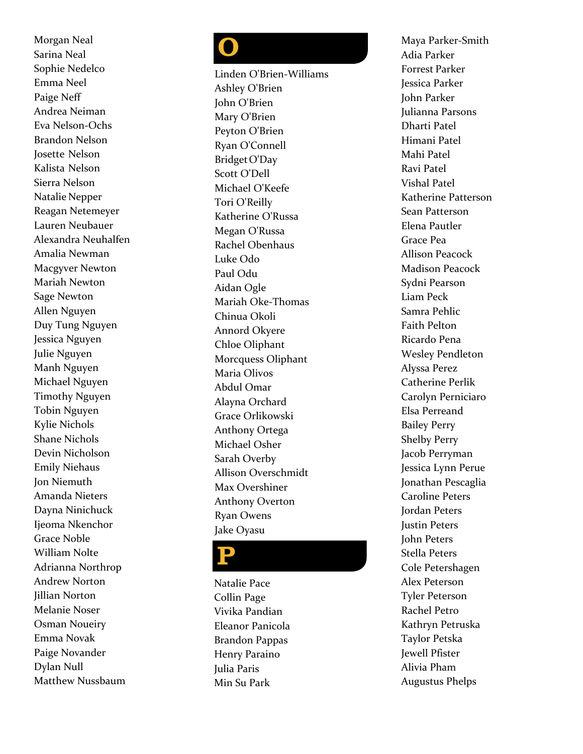Morgan Neal
Sarina Neal
Sophie Nedelco
Emma Neel
Paige Neff
Andrea Neiman
Eva Nelson-Ochs
Brandon Nelson
Josette Nelson
Kalista Nelson
Sierra Nelson
Natalie Nepper
Reagan Netemeyer
Lauren Neubauer
Alexandra Neuhalfen
Amalia Newman
Macgyver Newton
Mariah Newton
Sage Newton
Allen Nguyen
Duy Tung Nguyen
Jessica Nguyen
Julie Nguyen
Manh Nguyen
Michael Nguyen
Timothy Nguyen
Tobin Nguyen
Kylie Nichols
Shane Nichols
Devin Nicholson
Emily Niehaus
Jon Niemuth
Amanda Nieters
Dayna Ninichuck
Ijeoma Nkenchor
Grace Noble
William Nolte
Adrianna Northrop
Andrew Norton
Jillian Norton
Melanie Noser
Osman Noueiry
Emma Novak
Paige Novander
Dylan Null
Matthew Nussbaum

# O

Linden O'Brien-Williams
Ashley O'Brien
John O'Brien
Mary O'Brien
Peyton O'Brien
Ryan O'Connell
Bridget O'Day
Scott O'Dell
Michael O'Keefe
Tori O'Reilly
Katherine O'Russa
Megan O'Russa
Rachel Obenhaus
Luke Odo
Paul Odu
Aidan Ogle
Mariah Oke-Thomas
Chinua Okoli
Annord Okyere
Chloe Oliphant
Morcquess Oliphant
Maria Olivos
Abdul Omar
Alayna Orchard
Grace Orlikowski
Anthony Ortega
Michael Osher
Sarah Overby
Allison Overschmidt
Max Overshiner
Anthony Overton
Ryan Owens
Jake Oyasu

# P

Natalie Pace
Collin Page
Vivika Pandian
Eleanor Panicola
Brandon Pappas
Henry Paraino
Julia Paris
Min Su Park
Maya Parker-Smith
Adia Parker
Forrest Parker
Jessica Parker
John Parker
Julianna Parsons
Dharti Patel
Himani Patel
Mahi Patel
Ravi Patel
Vishal Patel
Katherine Patterson
Sean Patterson
Elena Pautler
Grace Pea
Allison Peacock
Madison Peacock
Sydni Pearson
Liam Peck
Samra Pehlic
Faith Pelton
Ricardo Pena
Wesley Pendleton
Alyssa Perez
Catherine Perlik
Carolyn Perniciaro
Elsa Perreand
Bailey Perry
Shelby Perry
Jacob Perryman
Jessica Lynn Perue
Jonathan Pescaglia
Caroline Peters
Jordan Peters
Justin Peters
John Peters
Stella Peters
Cole Petershagen
Alex Peterson
Tyler Peterson
Rachel Petro
Kathryn Petruska
Taylor Petska
Jewell Pfister
Alivia Pham
Augustus Phelps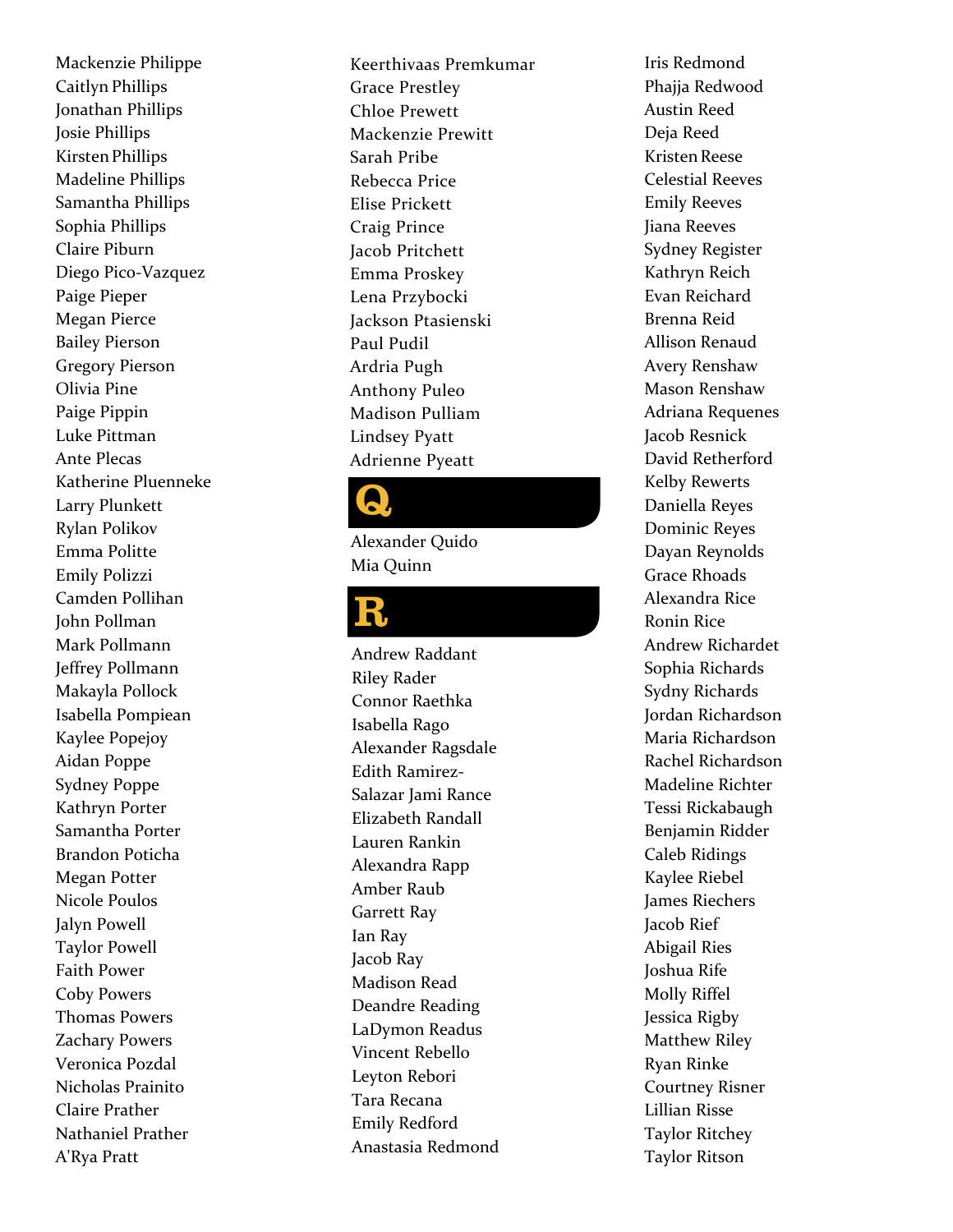Mackenzie Philippe
Caitlyn Phillips
Jonathan Phillips
Josie Phillips
Kirsten Phillips
Madeline Phillips
Samantha Phillips
Sophia Phillips
Claire Piburn
Diego Pico-Vazquez
Paige Pieper
Megan Pierce
Bailey Pierson
Gregory Pierson
Olivia Pine
Paige Pippin
Luke Pittman
Ante Plecas
Katherine Pluenneke
Larry Plunkett
Rylan Polikov
Emma Politte
Emily Polizzi
Camden Pollihan
John Pollman
Mark Pollmann
Jeffrey Pollmann
Makayla Pollock
Isabella Pompiean
Kaylee Popejoy
Aidan Poppe
Sydney Poppe
Kathryn Porter
Samantha Porter
Brandon Poticha
Megan Potter
Nicole Poulos
Jalyn Powell
Taylor Powell
Faith Power
Coby Powers
Thomas Powers
Zachary Powers
Veronica Pozdal
Nicholas Prainito
Claire Prather
Nathaniel Prather
A'Rya Pratt
Keerthivaas Premkumar
Grace Prestley
Chloe Prewett
Mackenzie Prewitt
Sarah Pribe
Rebecca Price
Elise Prickett
Craig Prince
Jacob Pritchett
Emma Proskey
Lena Przybocki
Jackson Ptasienski
Paul Pudil
Ardria Pugh
Anthony Puleo
Madison Pulliam
Lindsey Pyatt
Adrienne Pyeatt

# Q

Alexander Quido
Mia Quinn

# R

Andrew Raddant
Riley Rader
Connor Raethka
Isabella Rago
Alexander Ragsdale
Edith Ramirez-Salazar Jami Rance
Elizabeth Randall
Lauren Rankin
Alexandra Rapp
Amber Raub
Garrett Ray
Ian Ray
Jacob Ray
Madison Read
Deandre Reading
LaDymon Readus
Vincent Rebello
Leyton Rebori
Tara Recana
Emily Redford
Anastasia Redmond
Iris Redmond
Phajja Redwood
Austin Reed
Deja Reed
Kristen Reese
Celestial Reeves
Emily Reeves
Jiana Reeves
Sydney Register
Kathryn Reich
Evan Reichard
Brenna Reid
Allison Renaud
Avery Renshaw
Mason Renshaw
Adriana Requenes
Jacob Resnick
David Retherford
Kelby Rewerts
Daniella Reyes
Dominic Reyes
Dayan Reynolds
Grace Rhoads
Alexandra Rice
Ronin Rice
Andrew Richardet
Sophia Richards
Sydny Richards
Jordan Richardson
Maria Richardson
Rachel Richardson
Madeline Richter
Tessi Rickabaugh
Benjamin Ridder
Caleb Ridings
Kaylee Riebel
James Riechers
Jacob Rief
Abigail Ries
Joshua Rife
Molly Riffel
Jessica Rigby
Matthew Riley
Ryan Rinke
Courtney Risner
Lillian Risse
Taylor Ritchey
Taylor Ritson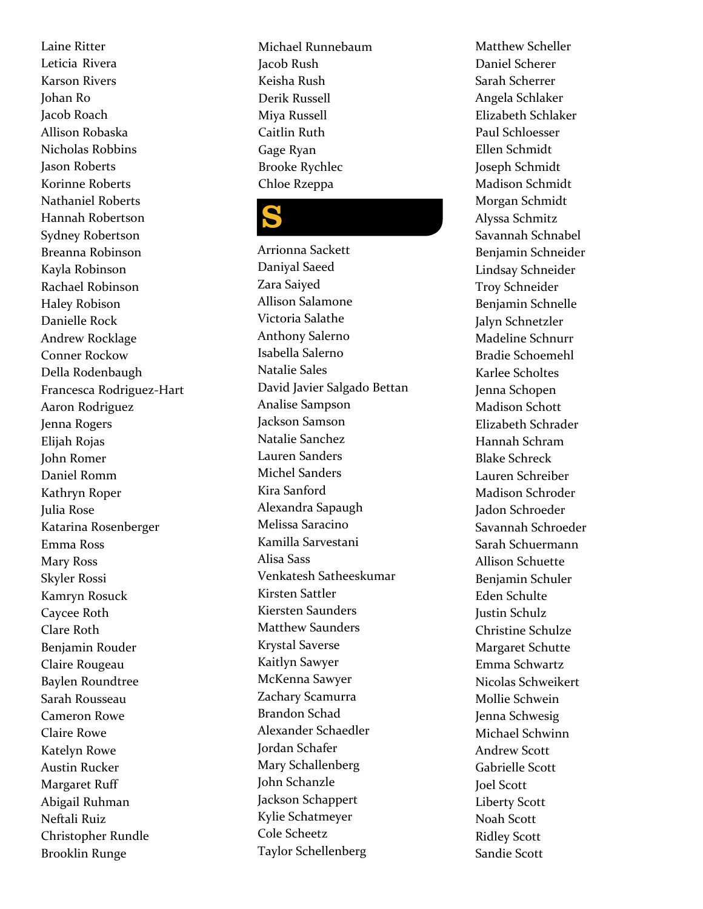Laine Ritter
Leticia Rivera
Karson Rivers
Johan Ro
Jacob Roach
Allison Robaska
Nicholas Robbins
Jason Roberts
Korinne Roberts
Nathaniel Roberts
Hannah Robertson
Sydney Robertson
Breanna Robinson
Kayla Robinson
Rachael Robinson
Haley Robison
Danielle Rock
Andrew Rocklage
Conner Rockow
Della Rodenbaugh
Francesca Rodriguez-Hart
Aaron Rodriguez
Jenna Rogers
Elijah Rojas
John Romer
Daniel Romm
Kathryn Roper
Julia Rose
Katarina Rosenberger
Emma Ross
Mary Ross
Skyler Rossi
Kamryn Rosuck
Caycee Roth
Clare Roth
Benjamin Rouder
Claire Rougeau
Baylen Roundtree
Sarah Rousseau
Cameron Rowe
Claire Rowe
Katelyn Rowe
Austin Rucker
Margaret Ruff
Abigail Ruhman
Neftali Ruiz
Christopher Rundle
Brooklin Runge
Michael Runnebaum
Jacob Rush
Keisha Rush
Derik Russell
Miya Russell
Caitlin Ruth
Gage Ryan
Brooke Rychlec
Chloe Rzeppa

# S

Arrionna Sackett
Daniyal Saeed
Zara Saiyed
Allison Salamone
Victoria Salathe
Anthony Salerno
Isabella Salerno
Natalie Sales
David Javier Salgado Bettan
Analise Sampson
Jackson Samson
Natalie Sanchez
Lauren Sanders
Michel Sanders
Kira Sanford
Alexandra Sapaugh
Melissa Saracino
Kamilla Sarvestani
Alisa Sass
Venkatesh Satheeskumar
Kirsten Sattler
Kiersten Saunders
Matthew Saunders
Krystal Saverse
Kaitlyn Sawyer
McKenna Sawyer
Zachary Scamurra
Brandon Schad
Alexander Schaedler
Jordan Schafer
Mary Schallenberg
John Schanzle
Jackson Schappert
Kylie Schatmeyer
Cole Scheetz
Taylor Schellenberg
Matthew Scheller
Daniel Scherer
Sarah Scherrer
Angela Schlaker
Elizabeth Schlaker
Paul Schloesser
Ellen Schmidt
Joseph Schmidt
Madison Schmidt
Morgan Schmidt
Alyssa Schmitz
Savannah Schnabel
Benjamin Schneider
Lindsay Schneider
Troy Schneider
Benjamin Schnelle
Jalyn Schnetzler
Madeline Schnurr
Bradie Schoemehl
Karlee Scholtes
Jenna Schopen
Madison Schott
Elizabeth Schrader
Hannah Schram
Blake Schreck
Lauren Schreiber
Madison Schroder
Jadon Schroeder
Savannah Schroeder
Sarah Schuermann
Allison Schuette
Benjamin Schuler
Eden Schulte
Justin Schulz
Christine Schulze
Margaret Schutte
Emma Schwartz
Nicolas Schweikert
Mollie Schwein
Jenna Schwesig
Michael Schwinn
Andrew Scott
Gabrielle Scott
Joel Scott
Liberty Scott
Noah Scott
Ridley Scott
Sandie Scott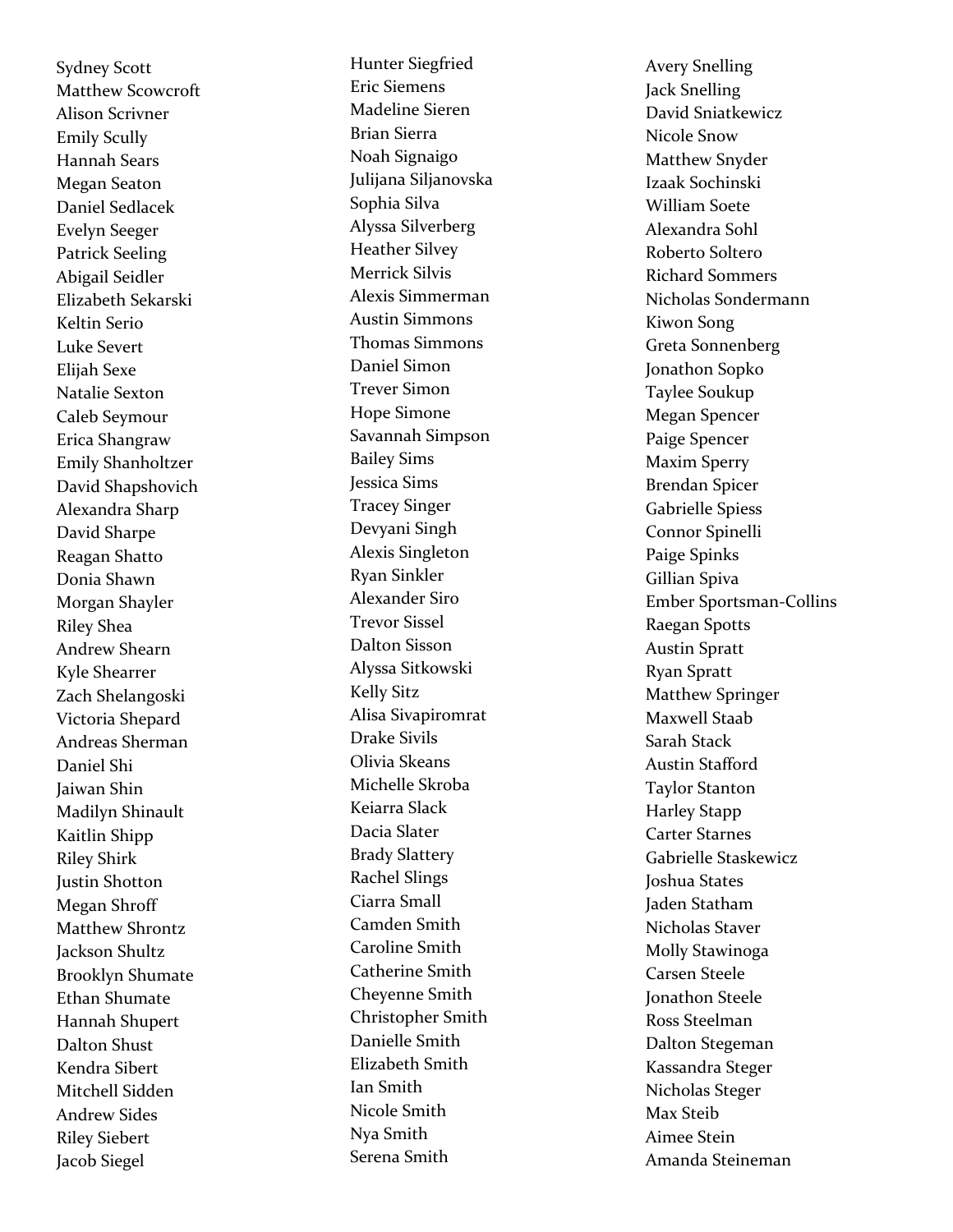Sydney Scott
Matthew Scowcroft
Alison Scrivner
Emily Scully
Hannah Sears
Megan Seaton
Daniel Sedlacek
Evelyn Seeger
Patrick Seeling
Abigail Seidler
Elizabeth Sekarski
Keltin Serio
Luke Severt
Elijah Sexe
Natalie Sexton
Caleb Seymour
Erica Shangraw
Emily Shanholtzer
David Shapshovich
Alexandra Sharp
David Sharpe
Reagan Shatto
Donia Shawn
Morgan Shayler
Riley Shea
Andrew Shearn
Kyle Shearrer
Zach Shelangoski
Victoria Shepard
Andreas Sherman
Daniel Shi
Jaiwan Shin
Madilyn Shinault
Kaitlin Shipp
Riley Shirk
Justin Shotton
Megan Shroff
Matthew Shrontz
Jackson Shultz
Brooklyn Shumate
Ethan Shumate
Hannah Shupert
Dalton Shust
Kendra Sibert
Mitchell Sidden
Andrew Sides
Riley Siebert
Jacob Siegel
Hunter Siegfried
Eric Siemens
Madeline Sieren
Brian Sierra
Noah Signaigo
Julijana Siljanovska
Sophia Silva
Alyssa Silverberg
Heather Silvey
Merrick Silvis
Alexis Simmerman
Austin Simmons
Thomas Simmons
Daniel Simon
Trever Simon
Hope Simone
Savannah Simpson
Bailey Sims
Jessica Sims
Tracey Singer
Devyani Singh
Alexis Singleton
Ryan Sinkler
Alexander Siro
Trevor Sissel
Dalton Sisson
Alyssa Sitkowski
Kelly Sitz
Alisa Sivapiromrat
Drake Sivils
Olivia Skeans
Michelle Skroba
Keiarra Slack
Dacia Slater
Brady Slattery
Rachel Slings
Ciarra Small
Camden Smith
Caroline Smith
Catherine Smith
Cheyenne Smith
Christopher Smith
Danielle Smith
Elizabeth Smith
Ian Smith
Nicole Smith
Nya Smith
Serena Smith
Avery Snelling
Jack Snelling
David Sniatkewicz
Nicole Snow
Matthew Snyder
Izaak Sochinski
William Soete
Alexandra Sohl
Roberto Soltero
Richard Sommers
Nicholas Sondermann
Kiwon Song
Greta Sonnenberg
Jonathon Sopko
Taylee Soukup
Megan Spencer
Paige Spencer
Maxim Sperry
Brendan Spicer
Gabrielle Spiess
Connor Spinelli
Paige Spinks
Gillian Spiva
Ember Sportsman-Collins
Raegan Spotts
Austin Spratt
Ryan Spratt
Matthew Springer
Maxwell Staab
Sarah Stack
Austin Stafford
Taylor Stanton
Harley Stapp
Carter Starnes
Gabrielle Staskewicz
Joshua States
Jaden Statham
Nicholas Staver
Molly Stawinoga
Carsen Steele
Jonathon Steele
Ross Steelman
Dalton Stegeman
Kassandra Steger
Nicholas Steger
Max Steib
Aimee Stein
Amanda Steineman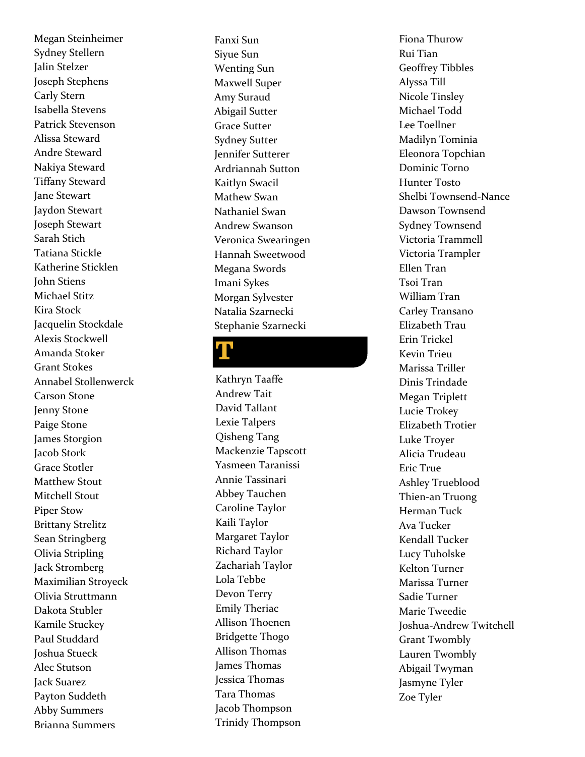Megan Steinheimer
Sydney Stellern
Jalin Stelzer
Joseph Stephens
Carly Stern
Isabella Stevens
Patrick Stevenson
Alissa Steward
Andre Steward
Nakiya Steward
Tiffany Steward
Jane Stewart
Jaydon Stewart
Joseph Stewart
Sarah Stich
Tatiana Stickle
Katherine Sticklen
John Stiens
Michael Stitz
Kira Stock
Jacquelin Stockdale
Alexis Stockwell
Amanda Stoker
Grant Stokes
Annabel Stollenwerck
Carson Stone
Jenny Stone
Paige Stone
James Storgion
Jacob Stork
Grace Stotler
Matthew Stout
Mitchell Stout
Piper Stow
Brittany Strelitz
Sean Stringberg
Olivia Stripling
Jack Stromberg
Maximilian Stroyeck
Olivia Struttmann
Dakota Stubler
Kamile Stuckey
Paul Studdard
Joshua Stueck
Alec Stutson
Jack Suarez
Payton Suddeth
Abby Summers
Brianna Summers
Fanxi Sun
Siyue Sun
Wenting Sun
Maxwell Super
Amy Suraud
Abigail Sutter
Grace Sutter
Sydney Sutter
Jennifer Sutterer
Ardriannah Sutton
Kaitlyn Swacil
Mathew Swan
Nathaniel Swan
Andrew Swanson
Veronica Swearingen
Hannah Sweetwood
Megana Swords
Imani Sykes
Morgan Sylvester
Natalia Szarnecki
Stephanie Szarnecki

# T

Kathryn Taaffe
Andrew Tait
David Tallant
Lexie Talpers
Qisheng Tang
Mackenzie Tapscott
Yasmeen Taranissi
Annie Tassinari
Abbey Tauchen
Caroline Taylor
Kaili Taylor
Margaret Taylor
Richard Taylor
Zachariah Taylor
Lola Tebbe
Devon Terry
Emily Theriac
Allison Thoenen
Bridgette Thogo
Allison Thomas
James Thomas
Jessica Thomas
Tara Thomas
Jacob Thompson
Trinidy Thompson
Fiona Thurow
Rui Tian
Geoffrey Tibbles
Alyssa Till
Nicole Tinsley
Michael Todd
Lee Toellner
Madilyn Tominia
Eleonora Topchian
Dominic Torno
Hunter Tosto
Shelbi Townsend-Nance
Dawson Townsend
Sydney Townsend
Victoria Trammell
Victoria Trampler
Ellen Tran
Tsoi Tran
William Tran
Carley Transano
Elizabeth Trau
Erin Trickel
Kevin Trieu
Marissa Triller
Dinis Trindade
Megan Triplett
Lucie Trokey
Elizabeth Trotier
Luke Troyer
Alicia Trudeau
Eric True
Ashley Trueblood
Thien-an Truong
Herman Tuck
Ava Tucker
Kendall Tucker
Lucy Tuholske
Kelton Turner
Marissa Turner
Sadie Turner
Marie Tweedie
Joshua-Andrew Twitchell
Grant Twombly
Lauren Twombly
Abigail Twyman
Jasmyne Tyler
Zoe Tyler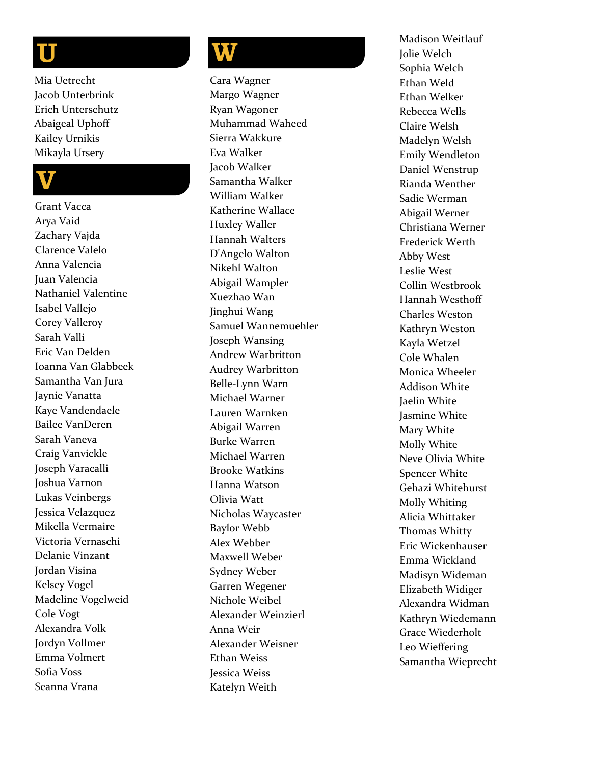# U

Mia Uetrecht
Jacob Unterbrink
Erich Unterschutz
Abaigeal Uphoff
Kailey Urnikis
Mikayla Ursery

# V

Grant Vacca
Arya Vaid
Zachary Vajda
Clarence Valelo
Anna Valencia
Juan Valencia
Nathaniel Valentine
Isabel Vallejo
Corey Valleroy
Sarah Valli
Eric Van Delden
Ioanna Van Glabbeek
Samantha Van Jura
Jaynie Vanatta
Kaye Vandendaele
Bailee VanDeren
Sarah Vaneva
Craig Vanvickle
Joseph Varacalli
Joshua Varnon
Lukas Veinbergs
Jessica Velazquez
Mikella Vermaire
Victoria Vernaschi
Delanie Vinzant
Jordan Visina
Kelsey Vogel
Madeline Vogelweid
Cole Vogt
Alexandra Volk
Jordyn Vollmer
Emma Volmert
Sofia Voss
Seanna Vrana

# W

Cara Wagner
Margo Wagner
Ryan Wagoner
Muhammad Waheed
Sierra Wakkure
Eva Walker
Jacob Walker
Samantha Walker
William Walker
Katherine Wallace
Huxley Waller
Hannah Walters
D'Angelo Walton
Nikehl Walton
Abigail Wampler
Xuezhao Wan
Jinghui Wang
Samuel Wannemuehler
Joseph Wansing
Andrew Warbritton
Audrey Warbritton
Belle-Lynn Warn
Michael Warner
Lauren Warnken
Abigail Warren
Burke Warren
Michael Warren
Brooke Watkins
Hanna Watson
Olivia Watt
Nicholas Waycaster
Baylor Webb
Alex Webber
Maxwell Weber
Sydney Weber
Garren Wegener
Nichole Weibel
Alexander Weinzierl
Anna Weir
Alexander Weisner
Ethan Weiss
Jessica Weiss
Katelyn Weith
Madison Weitlauf
Jolie Welch
Sophia Welch
Ethan Weld
Ethan Welker
Rebecca Wells
Claire Welsh
Madelyn Welsh
Emily Wendleton
Daniel Wenstrup
Rianda Wenther
Sadie Werman
Abigail Werner
Christiana Werner
Frederick Werth
Abby West
Leslie West
Collin Westbrook
Hannah Westhoff
Charles Weston
Kathryn Weston
Kayla Wetzel
Cole Whalen
Monica Wheeler
Addison White
Jaelin White
Jasmine White
Mary White
Molly White
Neve Olivia White
Spencer White
Gehazi Whitehurst
Molly Whiting
Alicia Whittaker
Thomas Whitty
Eric Wickenhauser
Emma Wickland
Madisyn Wideman
Elizabeth Widiger
Alexandra Widman
Kathryn Wiedemann
Grace Wiederholt
Leo Wieffering
Samantha Wieprecht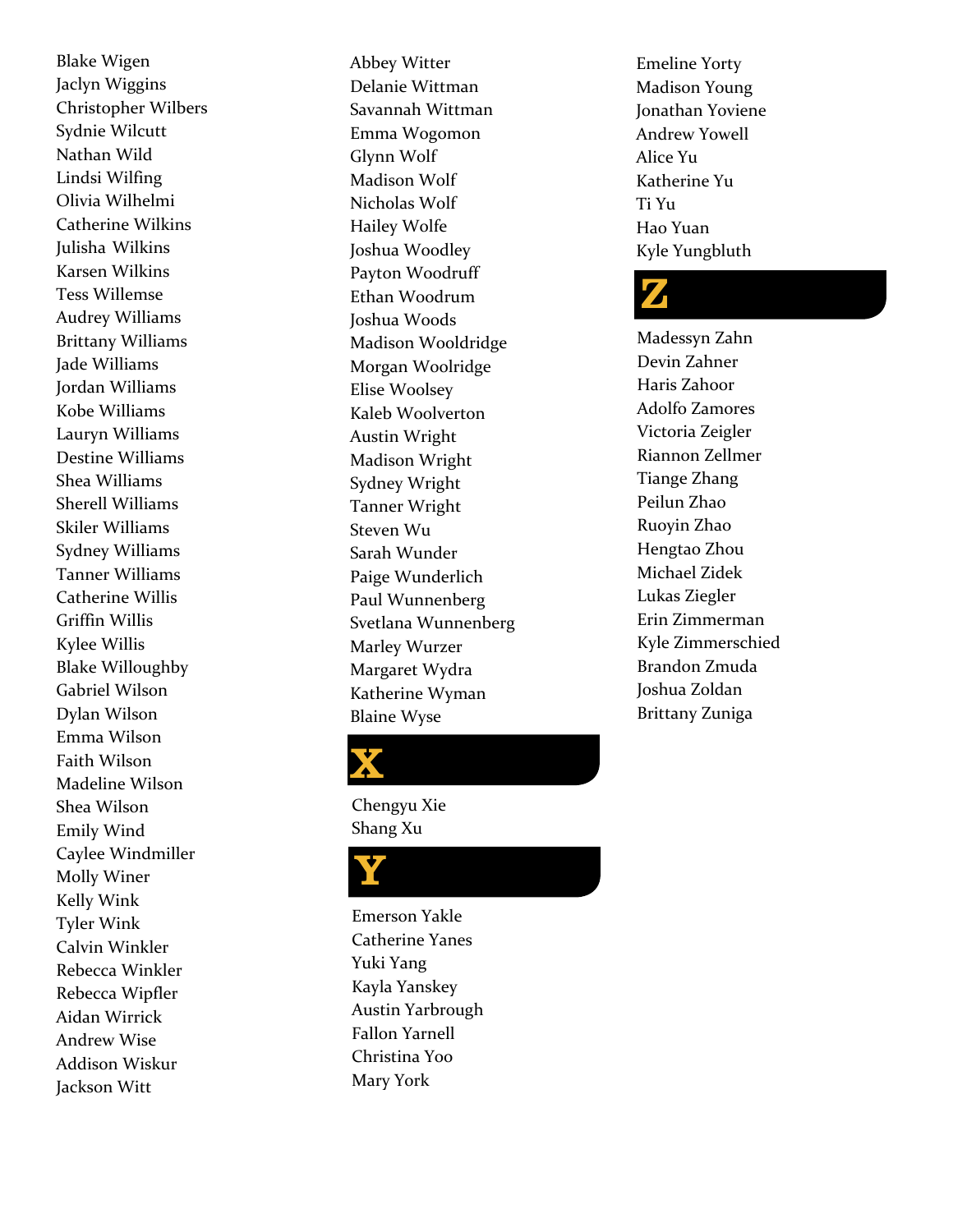Blake Wigen
Jaclyn Wiggins
Christopher Wilbers
Sydnie Wilcutt
Nathan Wild
Lindsi Wilfing
Olivia Wilhelmi
Catherine Wilkins
Julisha Wilkins
Karsen Wilkins
Tess Willemse
Audrey Williams
Brittany Williams
Jade Williams
Jordan Williams
Kobe Williams
Lauryn Williams
Destine Williams
Shea Williams
Sherell Williams
Skiler Williams
Sydney Williams
Tanner Williams
Catherine Willis
Griffin Willis
Kylee Willis
Blake Willoughby
Gabriel Wilson
Dylan Wilson
Emma Wilson
Faith Wilson
Madeline Wilson
Shea Wilson
Emily Wind
Caylee Windmiller
Molly Winer
Kelly Wink
Tyler Wink
Calvin Winkler
Rebecca Winkler
Rebecca Wipfler
Aidan Wirrick
Andrew Wise
Addison Wiskur
Jackson Witt
Abbey Witter
Delanie Wittman
Savannah Wittman
Emma Wogomon
Glynn Wolf
Madison Wolf
Nicholas Wolf
Hailey Wolfe
Joshua Woodley
Payton Woodruff
Ethan Woodrum
Joshua Woods
Madison Wooldridge
Morgan Woolridge
Elise Woolsey
Kaleb Woolverton
Austin Wright
Madison Wright
Sydney Wright
Tanner Wright
Steven Wu
Sarah Wunder
Paige Wunderlich
Paul Wunnenberg
Svetlana Wunnenberg
Marley Wurzer
Margaret Wydra
Katherine Wyman
Blaine Wyse

## X

Chengyu Xie
Shang Xu

## Y

Emerson Yakle
Catherine Yanes
Yuki Yang
Kayla Yanskey
Austin Yarbrough
Fallon Yarnell
Christina Yoo
Mary York
Emeline Yorty
Madison Young
Jonathan Yoviene
Andrew Yowell
Alice Yu
Katherine Yu
Ti Yu
Hao Yuan
Kyle Yungbluth

## Z

Madessyn Zahn
Devin Zahner
Haris Zahoor
Adolfo Zamores
Victoria Zeigler
Riannon Zellmer
Tiange Zhang
Peilun Zhao
Ruoyin Zhao
Hengtao Zhou
Michael Zidek
Lukas Ziegler
Erin Zimmerman
Kyle Zimmerschied
Brandon Zmuda
Joshua Zoldan
Brittany Zuniga